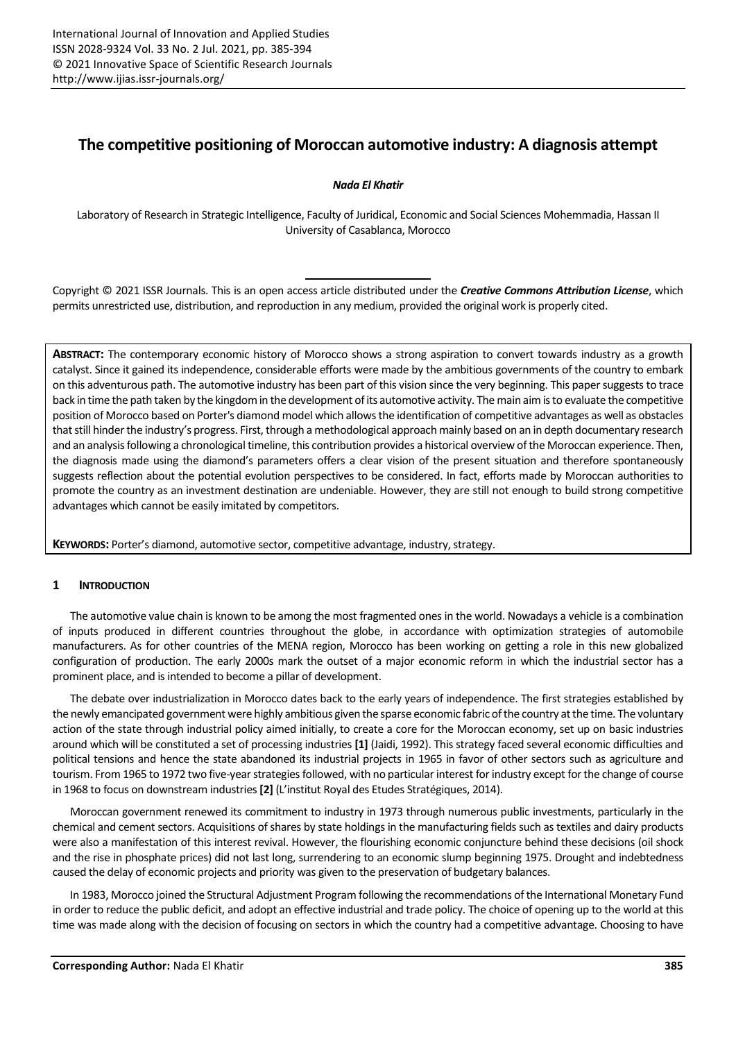# The competitive positioning of Moroccan automotive industry: A diagnosis attempt

***Nada El Khatir***

Laboratory of Research in Strategic Intelligence, Faculty of Juridical, Economic and Social Sciences Mohemmadia, Hassan II University of Casablanca, Morocco

Copyright © 2021 ISSR Journals. This is an open access article distributed under the ***Creative Commons Attribution License***, which permits unrestricted use, distribution, and reproduction in any medium, provided the original work is properly cited.

**ABSTRACT:** The contemporary economic history of Morocco shows a strong aspiration to convert towards industry as a growth catalyst. Since it gained its independence, considerable efforts were made by the ambitious governments of the country to embark on this adventurous path. The automotive industry has been part of this vision since the very beginning. This paper suggests to trace back in time the path taken by the kingdom in the development of its automotive activity. The main aim is to evaluate the competitive position of Morocco based on Porter's diamond model which allows the identification of competitive advantages as well as obstacles that still hinder the industry's progress. First, through a methodological approach mainly based on an in depth documentary research and an analysis following a chronological timeline, this contribution provides a historical overview of the Moroccan experience. Then, the diagnosis made using the diamond's parameters offers a clear vision of the present situation and therefore spontaneously suggests reflection about the potential evolution perspectives to be considered. In fact, efforts made by Moroccan authorities to promote the country as an investment destination are undeniable. However, they are still not enough to build strong competitive advantages which cannot be easily imitated by competitors.

**KEYWORDS:** Porter's diamond, automotive sector, competitive advantage, industry, strategy.

## 1 INTRODUCTION

The automotive value chain is known to be among the most fragmented ones in the world. Nowadays a vehicle is a combination of inputs produced in different countries throughout the globe, in accordance with optimization strategies of automobile manufacturers. As for other countries of the MENA region, Morocco has been working on getting a role in this new globalized configuration of production. The early 2000s mark the outset of a major economic reform in which the industrial sector has a prominent place, and is intended to become a pillar of development.

The debate over industrialization in Morocco dates back to the early years of independence. The first strategies established by the newly emancipated government were highly ambitious given the sparse economic fabric of the country at the time. The voluntary action of the state through industrial policy aimed initially, to create a core for the Moroccan economy, set up on basic industries around which will be constituted a set of processing industries **[1]** (Jaidi, 1992). This strategy faced several economic difficulties and political tensions and hence the state abandoned its industrial projects in 1965 in favor of other sectors such as agriculture and tourism. From 1965 to 1972 two five-year strategies followed, with no particular interest for industry except for the change of course in 1968 to focus on downstream industries **[2]** (L'institut Royal des Etudes Stratégiques, 2014).

Moroccan government renewed its commitment to industry in 1973 through numerous public investments, particularly in the chemical and cement sectors. Acquisitions of shares by state holdings in the manufacturing fields such as textiles and dairy products were also a manifestation of this interest revival. However, the flourishing economic conjuncture behind these decisions (oil shock and the rise in phosphate prices) did not last long, surrendering to an economic slump beginning 1975. Drought and indebtedness caused the delay of economic projects and priority was given to the preservation of budgetary balances.

In 1983, Morocco joined the Structural Adjustment Program following the recommendations of the International Monetary Fund in order to reduce the public deficit, and adopt an effective industrial and trade policy. The choice of opening up to the world at this time was made along with the decision of focusing on sectors in which the country had a competitive advantage. Choosing to have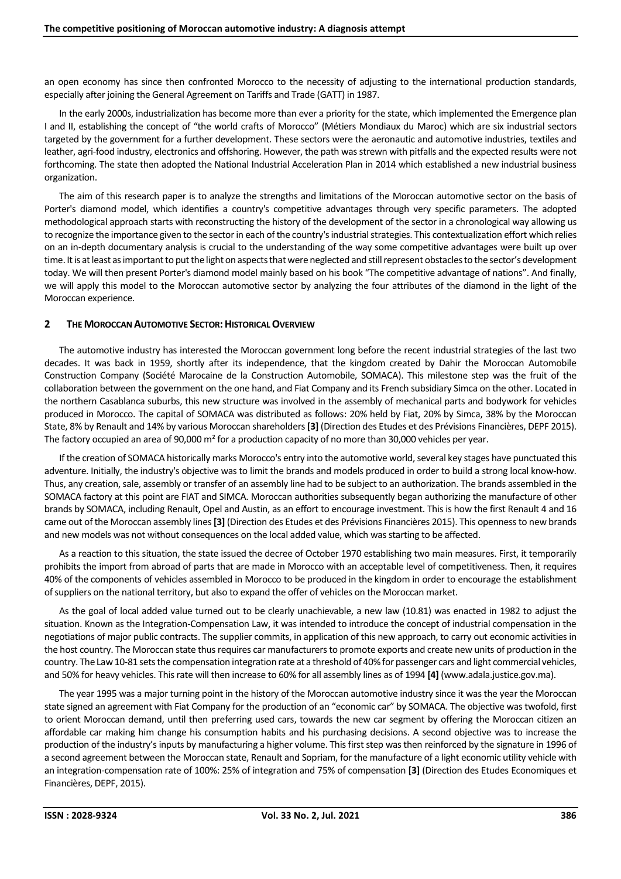an open economy has since then confronted Morocco to the necessity of adjusting to the international production standards, especially after joining the General Agreement on Tariffs and Trade (GATT) in 1987.

In the early 2000s, industrialization has become more than ever a priority for the state, which implemented the Emergence plan I and II, establishing the concept of "the world crafts of Morocco" (Métiers Mondiaux du Maroc) which are six industrial sectors targeted by the government for a further development. These sectors were the aeronautic and automotive industries, textiles and leather, agri-food industry, electronics and offshoring. However, the path was strewn with pitfalls and the expected results were not forthcoming. The state then adopted the National Industrial Acceleration Plan in 2014 which established a new industrial business organization.

The aim of this research paper is to analyze the strengths and limitations of the Moroccan automotive sector on the basis of Porter's diamond model, which identifies a country's competitive advantages through very specific parameters. The adopted methodological approach starts with reconstructing the history of the development of the sector in a chronological way allowing us to recognize the importance given to the sector in each of the country's industrial strategies. This contextualization effort which relies on an in-depth documentary analysis is crucial to the understanding of the way some competitive advantages were built up over time. It is at least as important to put the light on aspects that were neglected and still represent obstacles to the sector's development today. We will then present Porter's diamond model mainly based on his book "The competitive advantage of nations". And finally, we will apply this model to the Moroccan automotive sector by analyzing the four attributes of the diamond in the light of the Moroccan experience.

## 2 The Moroccan Automotive Sector: Historical Overview

The automotive industry has interested the Moroccan government long before the recent industrial strategies of the last two decades. It was back in 1959, shortly after its independence, that the kingdom created by Dahir the Moroccan Automobile Construction Company (Société Marocaine de la Construction Automobile, SOMACA). This milestone step was the fruit of the collaboration between the government on the one hand, and Fiat Company and its French subsidiary Simca on the other. Located in the northern Casablanca suburbs, this new structure was involved in the assembly of mechanical parts and bodywork for vehicles produced in Morocco. The capital of SOMACA was distributed as follows: 20% held by Fiat, 20% by Simca, 38% by the Moroccan State, 8% by Renault and 14% by various Moroccan shareholders **[3]** (Direction des Etudes et des Prévisions Financières, DEPF 2015). The factory occupied an area of 90,000 m² for a production capacity of no more than 30,000 vehicles per year.

If the creation of SOMACA historically marks Morocco's entry into the automotive world, several key stages have punctuated this adventure. Initially, the industry's objective was to limit the brands and models produced in order to build a strong local know-how. Thus, any creation, sale, assembly or transfer of an assembly line had to be subject to an authorization. The brands assembled in the SOMACA factory at this point are FIAT and SIMCA. Moroccan authorities subsequently began authorizing the manufacture of other brands by SOMACA, including Renault, Opel and Austin, as an effort to encourage investment. This is how the first Renault 4 and 16 came out of the Moroccan assembly lines **[3]** (Direction des Etudes et des Prévisions Financières 2015). This openness to new brands and new models was not without consequences on the local added value, which was starting to be affected.

As a reaction to this situation, the state issued the decree of October 1970 establishing two main measures. First, it temporarily prohibits the import from abroad of parts that are made in Morocco with an acceptable level of competitiveness. Then, it requires 40% of the components of vehicles assembled in Morocco to be produced in the kingdom in order to encourage the establishment of suppliers on the national territory, but also to expand the offer of vehicles on the Moroccan market.

As the goal of local added value turned out to be clearly unachievable, a new law (10.81) was enacted in 1982 to adjust the situation. Known as the Integration-Compensation Law, it was intended to introduce the concept of industrial compensation in the negotiations of major public contracts. The supplier commits, in application of this new approach, to carry out economic activities in the host country. The Moroccan state thus requires car manufacturers to promote exports and create new units of production in the country. The Law 10-81 sets the compensation integration rate at a threshold of 40% for passenger cars and light commercial vehicles, and 50% for heavy vehicles. This rate will then increase to 60% for all assembly lines as of 1994 **[4]** (www.adala.justice.gov.ma).

The year 1995 was a major turning point in the history of the Moroccan automotive industry since it was the year the Moroccan state signed an agreement with Fiat Company for the production of an "economic car" by SOMACA. The objective was twofold, first to orient Moroccan demand, until then preferring used cars, towards the new car segment by offering the Moroccan citizen an affordable car making him change his consumption habits and his purchasing decisions. A second objective was to increase the production of the industry's inputs by manufacturing a higher volume. This first step was then reinforced by the signature in 1996 of a second agreement between the Moroccan state, Renault and Sopriam, for the manufacture of a light economic utility vehicle with an integration-compensation rate of 100%: 25% of integration and 75% of compensation **[3]** (Direction des Etudes Economiques et Financières, DEPF, 2015).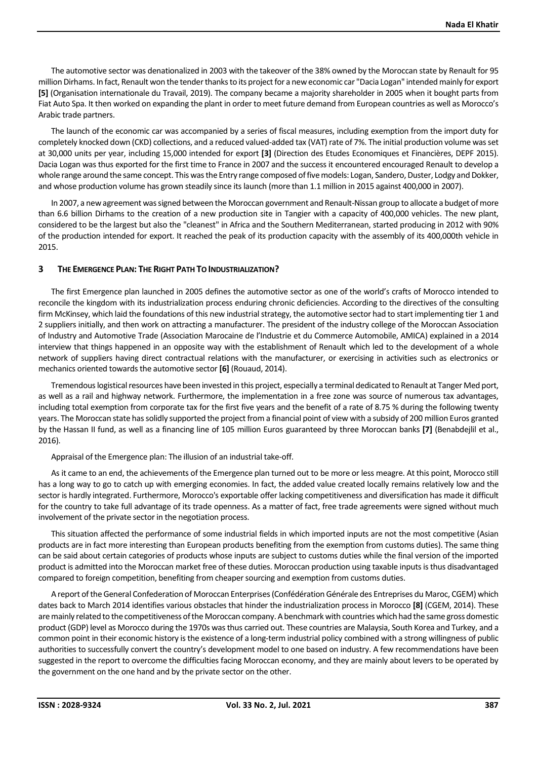The automotive sector was denationalized in 2003 with the takeover of the 38% owned by the Moroccan state by Renault for 95 million Dirhams. In fact, Renault won the tender thanks to its project for a new economic car "Dacia Logan" intended mainly for export **[5]** (Organisation internationale du Travail, 2019). The company became a majority shareholder in 2005 when it bought parts from Fiat Auto Spa. It then worked on expanding the plant in order to meet future demand from European countries as well as Morocco's Arabic trade partners.

The launch of the economic car was accompanied by a series of fiscal measures, including exemption from the import duty for completely knocked down (CKD) collections, and a reduced valued-added tax (VAT) rate of 7%. The initial production volume was set at 30,000 units per year, including 15,000 intended for export **[3]** (Direction des Etudes Economiques et Financières, DEPF 2015). Dacia Logan was thus exported for the first time to France in 2007 and the success it encountered encouraged Renault to develop a whole range around the same concept. This was the Entry range composed of five models: Logan, Sandero, Duster, Lodgy and Dokker, and whose production volume has grown steadily since its launch (more than 1.1 million in 2015 against 400,000 in 2007).

In 2007, a new agreement was signed between the Moroccan government and Renault-Nissan group to allocate a budget of more than 6.6 billion Dirhams to the creation of a new production site in Tangier with a capacity of 400,000 vehicles. The new plant, considered to be the largest but also the "cleanest" in Africa and the Southern Mediterranean, started producing in 2012 with 90% of the production intended for export. It reached the peak of its production capacity with the assembly of its 400,000th vehicle in 2015.

## 3 THE EMERGENCE PLAN: THE RIGHT PATH TO INDUSTRIALIZATION?

The first Emergence plan launched in 2005 defines the automotive sector as one of the world's crafts of Morocco intended to reconcile the kingdom with its industrialization process enduring chronic deficiencies. According to the directives of the consulting firm McKinsey, which laid the foundations of this new industrial strategy, the automotive sector had to start implementing tier 1 and 2 suppliers initially, and then work on attracting a manufacturer. The president of the industry college of the Moroccan Association of Industry and Automotive Trade (Association Marocaine de l'Industrie et du Commerce Automobile, AMICA) explained in a 2014 interview that things happened in an opposite way with the establishment of Renault which led to the development of a whole network of suppliers having direct contractual relations with the manufacturer, or exercising in activities such as electronics or mechanics oriented towards the automotive sector **[6]** (Rouaud, 2014).

Tremendous logistical resources have been invested in this project, especially a terminal dedicated to Renault at Tanger Med port, as well as a rail and highway network. Furthermore, the implementation in a free zone was source of numerous tax advantages, including total exemption from corporate tax for the first five years and the benefit of a rate of 8.75 % during the following twenty years. The Moroccan state has solidly supported the project from a financial point of view with a subsidy of 200 million Euros granted by the Hassan II fund, as well as a financing line of 105 million Euros guaranteed by three Moroccan banks **[7]** (Benabdejlil et al., 2016).

Appraisal of the Emergence plan: The illusion of an industrial take-off.

As it came to an end, the achievements of the Emergence plan turned out to be more or less meagre. At this point, Morocco still has a long way to go to catch up with emerging economies. In fact, the added value created locally remains relatively low and the sector is hardly integrated. Furthermore, Morocco's exportable offer lacking competitiveness and diversification has made it difficult for the country to take full advantage of its trade openness. As a matter of fact, free trade agreements were signed without much involvement of the private sector in the negotiation process.

This situation affected the performance of some industrial fields in which imported inputs are not the most competitive (Asian products are in fact more interesting than European products benefiting from the exemption from customs duties). The same thing can be said about certain categories of products whose inputs are subject to customs duties while the final version of the imported product is admitted into the Moroccan market free of these duties. Moroccan production using taxable inputs is thus disadvantaged compared to foreign competition, benefiting from cheaper sourcing and exemption from customs duties.

A report of the General Confederation of Moroccan Enterprises (Confédération Générale des Entreprises du Maroc, CGEM) which dates back to March 2014 identifies various obstacles that hinder the industrialization process in Morocco **[8]** (CGEM, 2014). These are mainly related to the competitiveness of the Moroccan company. A benchmark with countries which had the same gross domestic product (GDP) level as Morocco during the 1970s was thus carried out. These countries are Malaysia, South Korea and Turkey, and a common point in their economic history is the existence of a long-term industrial policy combined with a strong willingness of public authorities to successfully convert the country's development model to one based on industry. A few recommendations have been suggested in the report to overcome the difficulties facing Moroccan economy, and they are mainly about levers to be operated by the government on the one hand and by the private sector on the other.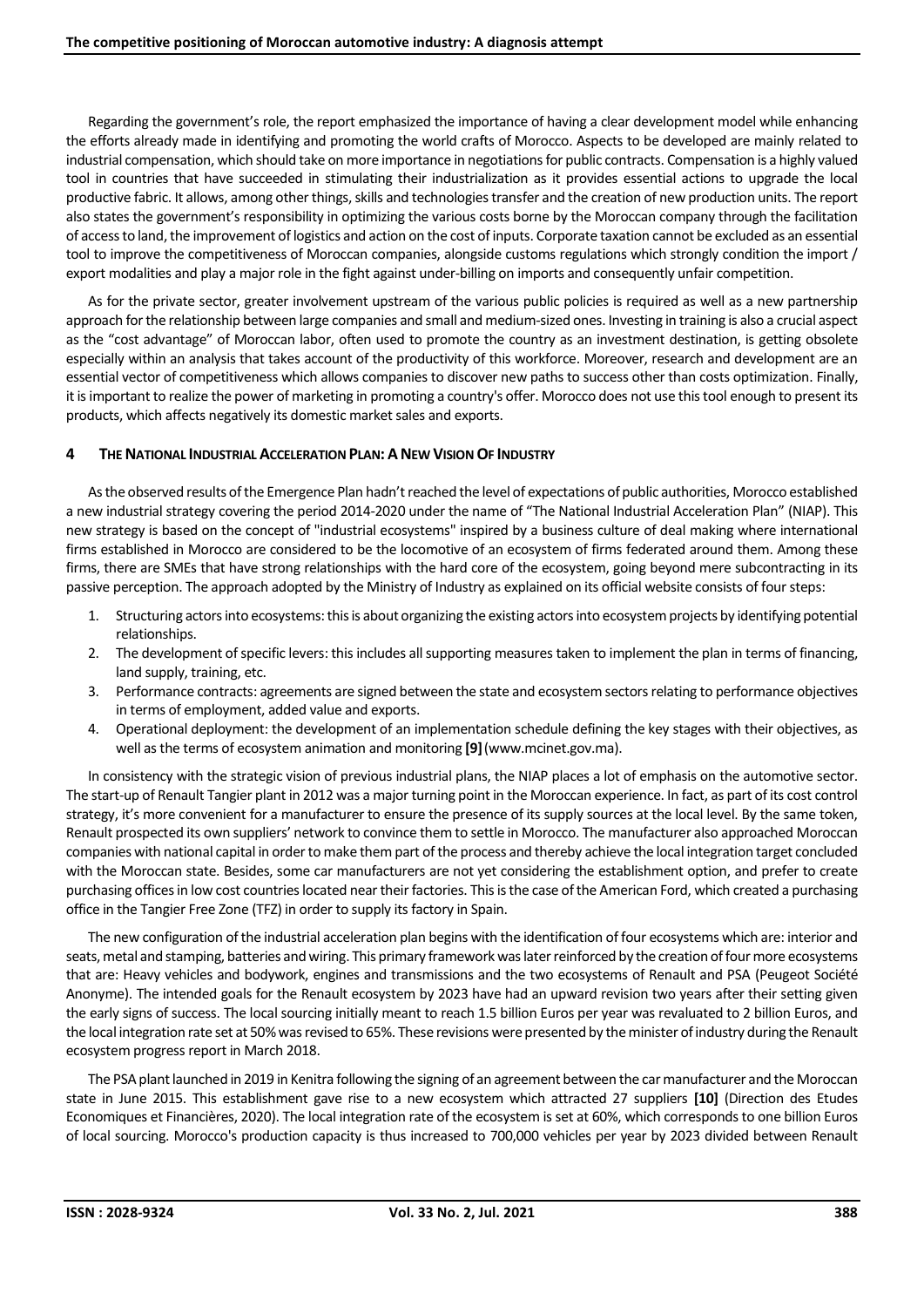Regarding the government's role, the report emphasized the importance of having a clear development model while enhancing the efforts already made in identifying and promoting the world crafts of Morocco. Aspects to be developed are mainly related to industrial compensation, which should take on more importance in negotiations for public contracts. Compensation is a highly valued tool in countries that have succeeded in stimulating their industrialization as it provides essential actions to upgrade the local productive fabric. It allows, among other things, skills and technologies transfer and the creation of new production units. The report also states the government's responsibility in optimizing the various costs borne by the Moroccan company through the facilitation of access to land, the improvement of logistics and action on the cost of inputs. Corporate taxation cannot be excluded as an essential tool to improve the competitiveness of Moroccan companies, alongside customs regulations which strongly condition the import / export modalities and play a major role in the fight against under-billing on imports and consequently unfair competition.

As for the private sector, greater involvement upstream of the various public policies is required as well as a new partnership approach for the relationship between large companies and small and medium-sized ones. Investing in training is also a crucial aspect as the "cost advantage" of Moroccan labor, often used to promote the country as an investment destination, is getting obsolete especially within an analysis that takes account of the productivity of this workforce. Moreover, research and development are an essential vector of competitiveness which allows companies to discover new paths to success other than costs optimization. Finally, it is important to realize the power of marketing in promoting a country's offer. Morocco does not use this tool enough to present its products, which affects negatively its domestic market sales and exports.

## 4 The National Industrial Acceleration Plan: A New Vision Of Industry

As the observed results of the Emergence Plan hadn't reached the level of expectations of public authorities, Morocco established a new industrial strategy covering the period 2014-2020 under the name of "The National Industrial Acceleration Plan" (NIAP). This new strategy is based on the concept of "industrial ecosystems" inspired by a business culture of deal making where international firms established in Morocco are considered to be the locomotive of an ecosystem of firms federated around them. Among these firms, there are SMEs that have strong relationships with the hard core of the ecosystem, going beyond mere subcontracting in its passive perception. The approach adopted by the Ministry of Industry as explained on its official website consists of four steps:

1. Structuring actors into ecosystems: this is about organizing the existing actors into ecosystem projects by identifying potential relationships.
2. The development of specific levers: this includes all supporting measures taken to implement the plan in terms of financing, land supply, training, etc.
3. Performance contracts: agreements are signed between the state and ecosystem sectors relating to performance objectives in terms of employment, added value and exports.
4. Operational deployment: the development of an implementation schedule defining the key stages with their objectives, as well as the terms of ecosystem animation and monitoring **[9]** (www.mcinet.gov.ma).

In consistency with the strategic vision of previous industrial plans, the NIAP places a lot of emphasis on the automotive sector. The start-up of Renault Tangier plant in 2012 was a major turning point in the Moroccan experience. In fact, as part of its cost control strategy, it's more convenient for a manufacturer to ensure the presence of its supply sources at the local level. By the same token, Renault prospected its own suppliers' network to convince them to settle in Morocco. The manufacturer also approached Moroccan companies with national capital in order to make them part of the process and thereby achieve the local integration target concluded with the Moroccan state. Besides, some car manufacturers are not yet considering the establishment option, and prefer to create purchasing offices in low cost countries located near their factories. This is the case of the American Ford, which created a purchasing office in the Tangier Free Zone (TFZ) in order to supply its factory in Spain.

The new configuration of the industrial acceleration plan begins with the identification of four ecosystems which are: interior and seats, metal and stamping, batteries and wiring. This primary framework was later reinforced by the creation of four more ecosystems that are: Heavy vehicles and bodywork, engines and transmissions and the two ecosystems of Renault and PSA (Peugeot Société Anonyme). The intended goals for the Renault ecosystem by 2023 have had an upward revision two years after their setting given the early signs of success. The local sourcing initially meant to reach 1.5 billion Euros per year was revaluated to 2 billion Euros, and the local integration rate set at 50% was revised to 65%. These revisions were presented by the minister of industry during the Renault ecosystem progress report in March 2018.

The PSA plant launched in 2019 in Kenitra following the signing of an agreement between the car manufacturer and the Moroccan state in June 2015. This establishment gave rise to a new ecosystem which attracted 27 suppliers **[10]** (Direction des Etudes Economiques et Financières, 2020). The local integration rate of the ecosystem is set at 60%, which corresponds to one billion Euros of local sourcing. Morocco's production capacity is thus increased to 700,000 vehicles per year by 2023 divided between Renault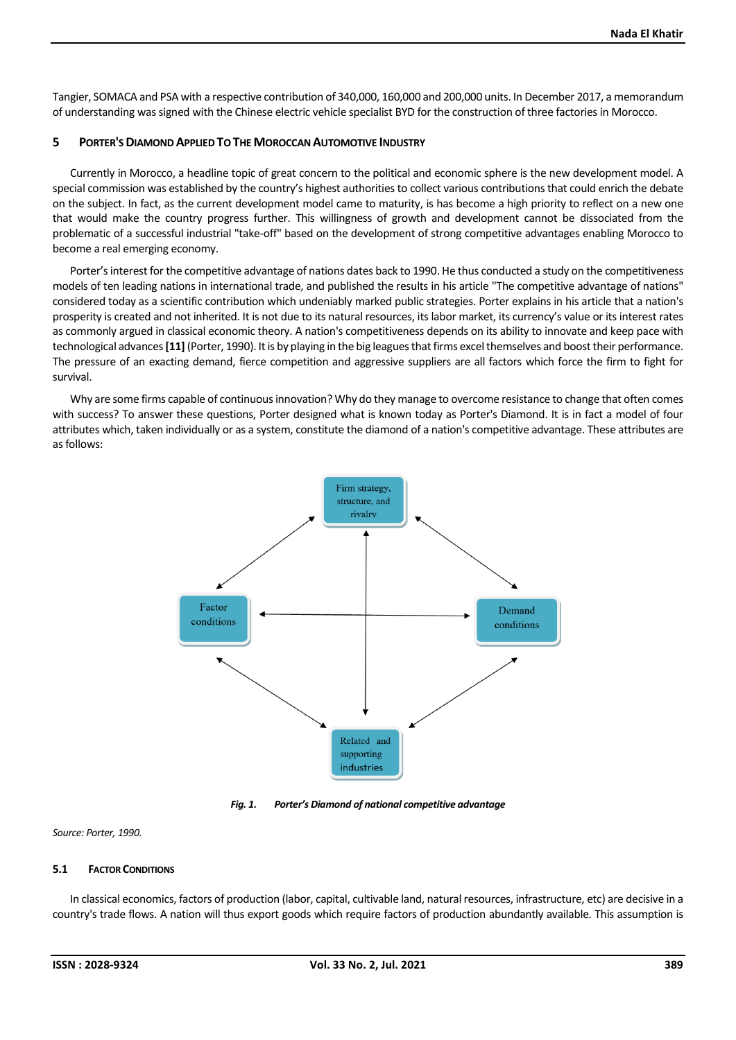Tangier, SOMACA and PSA with a respective contribution of 340,000, 160,000 and 200,000 units. In December 2017, a memorandum of understanding was signed with the Chinese electric vehicle specialist BYD for the construction of three factories in Morocco.

## 5 Porter's Diamond Applied To The Moroccan Automotive Industry

Currently in Morocco, a headline topic of great concern to the political and economic sphere is the new development model. A special commission was established by the country's highest authorities to collect various contributions that could enrich the debate on the subject. In fact, as the current development model came to maturity, is has become a high priority to reflect on a new one that would make the country progress further. This willingness of growth and development cannot be dissociated from the problematic of a successful industrial "take-off" based on the development of strong competitive advantages enabling Morocco to become a real emerging economy.

Porter's interest for the competitive advantage of nations dates back to 1990. He thus conducted a study on the competitiveness models of ten leading nations in international trade, and published the results in his article "The competitive advantage of nations" considered today as a scientific contribution which undeniably marked public strategies. Porter explains in his article that a nation's prosperity is created and not inherited. It is not due to its natural resources, its labor market, its currency's value or its interest rates as commonly argued in classical economic theory. A nation's competitiveness depends on its ability to innovate and keep pace with technological advances **[11]** (Porter, 1990). It is by playing in the big leagues that firms excel themselves and boost their performance. The pressure of an exacting demand, fierce competition and aggressive suppliers are all factors which force the firm to fight for survival.

Why are some firms capable of continuous innovation? Why do they manage to overcome resistance to change that often comes with success? To answer these questions, Porter designed what is known today as Porter's Diamond. It is in fact a model of four attributes which, taken individually or as a system, constitute the diamond of a nation's competitive advantage. These attributes are as follows:

Firm strategy, structure, and rivalry

Factor conditions

Demand conditions

Related and supporting industries

***Fig. 1. Porter's Diamond of national competitive advantage***

*Source: Porter, 1990.*

### 5.1 Factor Conditions

In classical economics, factors of production (labor, capital, cultivable land, natural resources, infrastructure, etc) are decisive in a country's trade flows. A nation will thus export goods which require factors of production abundantly available. This assumption is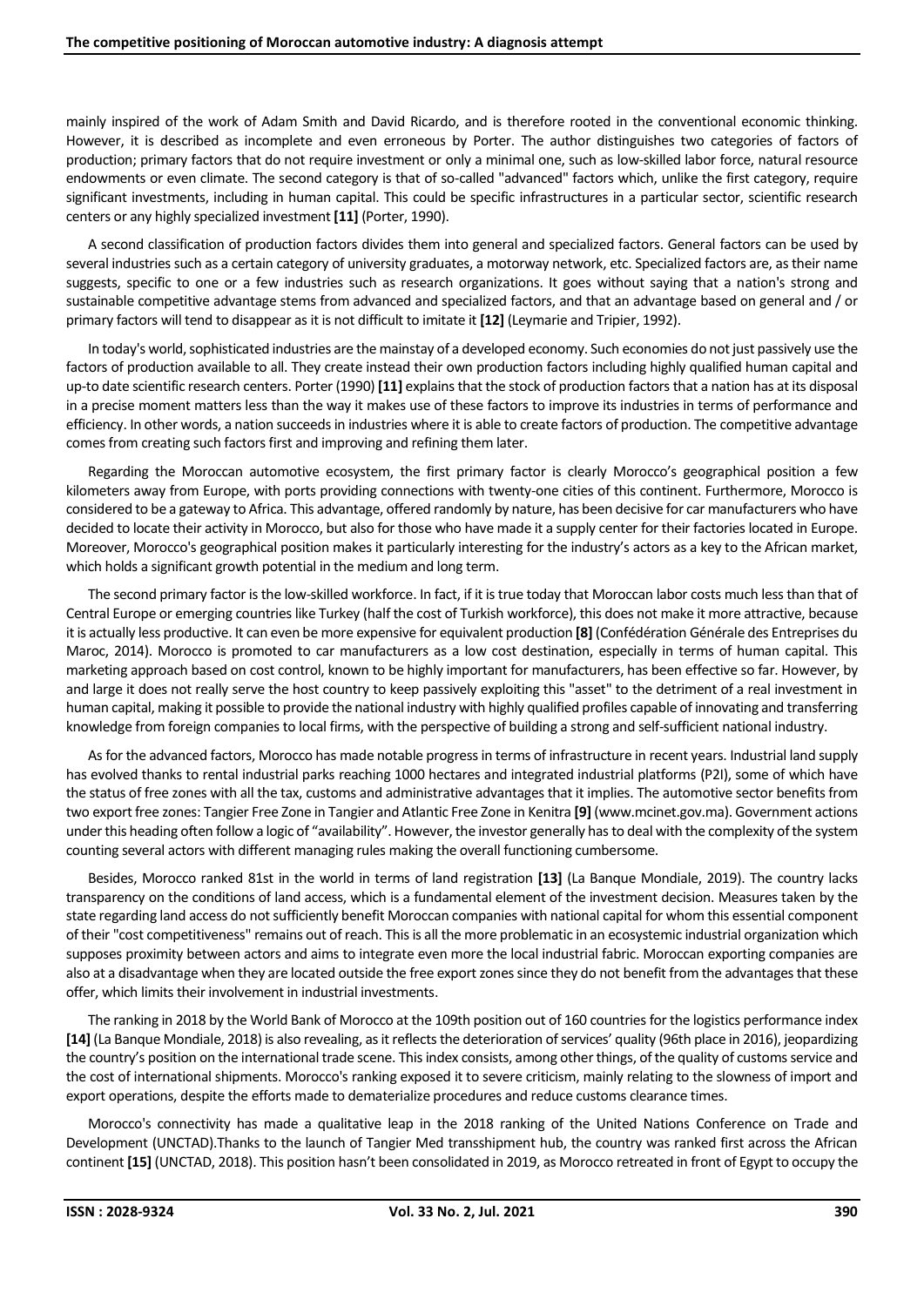mainly inspired of the work of Adam Smith and David Ricardo, and is therefore rooted in the conventional economic thinking. However, it is described as incomplete and even erroneous by Porter. The author distinguishes two categories of factors of production; primary factors that do not require investment or only a minimal one, such as low-skilled labor force, natural resource endowments or even climate. The second category is that of so-called "advanced" factors which, unlike the first category, require significant investments, including in human capital. This could be specific infrastructures in a particular sector, scientific research centers or any highly specialized investment **[11]** (Porter, 1990).

A second classification of production factors divides them into general and specialized factors. General factors can be used by several industries such as a certain category of university graduates, a motorway network, etc. Specialized factors are, as their name suggests, specific to one or a few industries such as research organizations. It goes without saying that a nation's strong and sustainable competitive advantage stems from advanced and specialized factors, and that an advantage based on general and / or primary factors will tend to disappear as it is not difficult to imitate it **[12]** (Leymarie and Tripier, 1992).

In today's world, sophisticated industries are the mainstay of a developed economy. Such economies do not just passively use the factors of production available to all. They create instead their own production factors including highly qualified human capital and up-to date scientific research centers. Porter (1990) **[11]** explains that the stock of production factors that a nation has at its disposal in a precise moment matters less than the way it makes use of these factors to improve its industries in terms of performance and efficiency. In other words, a nation succeeds in industries where it is able to create factors of production. The competitive advantage comes from creating such factors first and improving and refining them later.

Regarding the Moroccan automotive ecosystem, the first primary factor is clearly Morocco's geographical position a few kilometers away from Europe, with ports providing connections with twenty-one cities of this continent. Furthermore, Morocco is considered to be a gateway to Africa. This advantage, offered randomly by nature, has been decisive for car manufacturers who have decided to locate their activity in Morocco, but also for those who have made it a supply center for their factories located in Europe. Moreover, Morocco's geographical position makes it particularly interesting for the industry's actors as a key to the African market, which holds a significant growth potential in the medium and long term.

The second primary factor is the low-skilled workforce. In fact, if it is true today that Moroccan labor costs much less than that of Central Europe or emerging countries like Turkey (half the cost of Turkish workforce), this does not make it more attractive, because it is actually less productive. It can even be more expensive for equivalent production **[8]** (Confédération Générale des Entreprises du Maroc, 2014). Morocco is promoted to car manufacturers as a low cost destination, especially in terms of human capital. This marketing approach based on cost control, known to be highly important for manufacturers, has been effective so far. However, by and large it does not really serve the host country to keep passively exploiting this "asset" to the detriment of a real investment in human capital, making it possible to provide the national industry with highly qualified profiles capable of innovating and transferring knowledge from foreign companies to local firms, with the perspective of building a strong and self-sufficient national industry.

As for the advanced factors, Morocco has made notable progress in terms of infrastructure in recent years. Industrial land supply has evolved thanks to rental industrial parks reaching 1000 hectares and integrated industrial platforms (P2I), some of which have the status of free zones with all the tax, customs and administrative advantages that it implies. The automotive sector benefits from two export free zones: Tangier Free Zone in Tangier and Atlantic Free Zone in Kenitra **[9]** (www.mcinet.gov.ma). Government actions under this heading often follow a logic of "availability". However, the investor generally has to deal with the complexity of the system counting several actors with different managing rules making the overall functioning cumbersome.

Besides, Morocco ranked 81st in the world in terms of land registration **[13]** (La Banque Mondiale, 2019). The country lacks transparency on the conditions of land access, which is a fundamental element of the investment decision. Measures taken by the state regarding land access do not sufficiently benefit Moroccan companies with national capital for whom this essential component of their "cost competitiveness" remains out of reach. This is all the more problematic in an ecosystemic industrial organization which supposes proximity between actors and aims to integrate even more the local industrial fabric. Moroccan exporting companies are also at a disadvantage when they are located outside the free export zones since they do not benefit from the advantages that these offer, which limits their involvement in industrial investments.

The ranking in 2018 by the World Bank of Morocco at the 109th position out of 160 countries for the logistics performance index **[14]** (La Banque Mondiale, 2018) is also revealing, as it reflects the deterioration of services' quality (96th place in 2016), jeopardizing the country's position on the international trade scene. This index consists, among other things, of the quality of customs service and the cost of international shipments. Morocco's ranking exposed it to severe criticism, mainly relating to the slowness of import and export operations, despite the efforts made to dematerialize procedures and reduce customs clearance times.

Morocco's connectivity has made a qualitative leap in the 2018 ranking of the United Nations Conference on Trade and Development (UNCTAD).Thanks to the launch of Tangier Med transshipment hub, the country was ranked first across the African continent **[15]** (UNCTAD, 2018). This position hasn't been consolidated in 2019, as Morocco retreated in front of Egypt to occupy the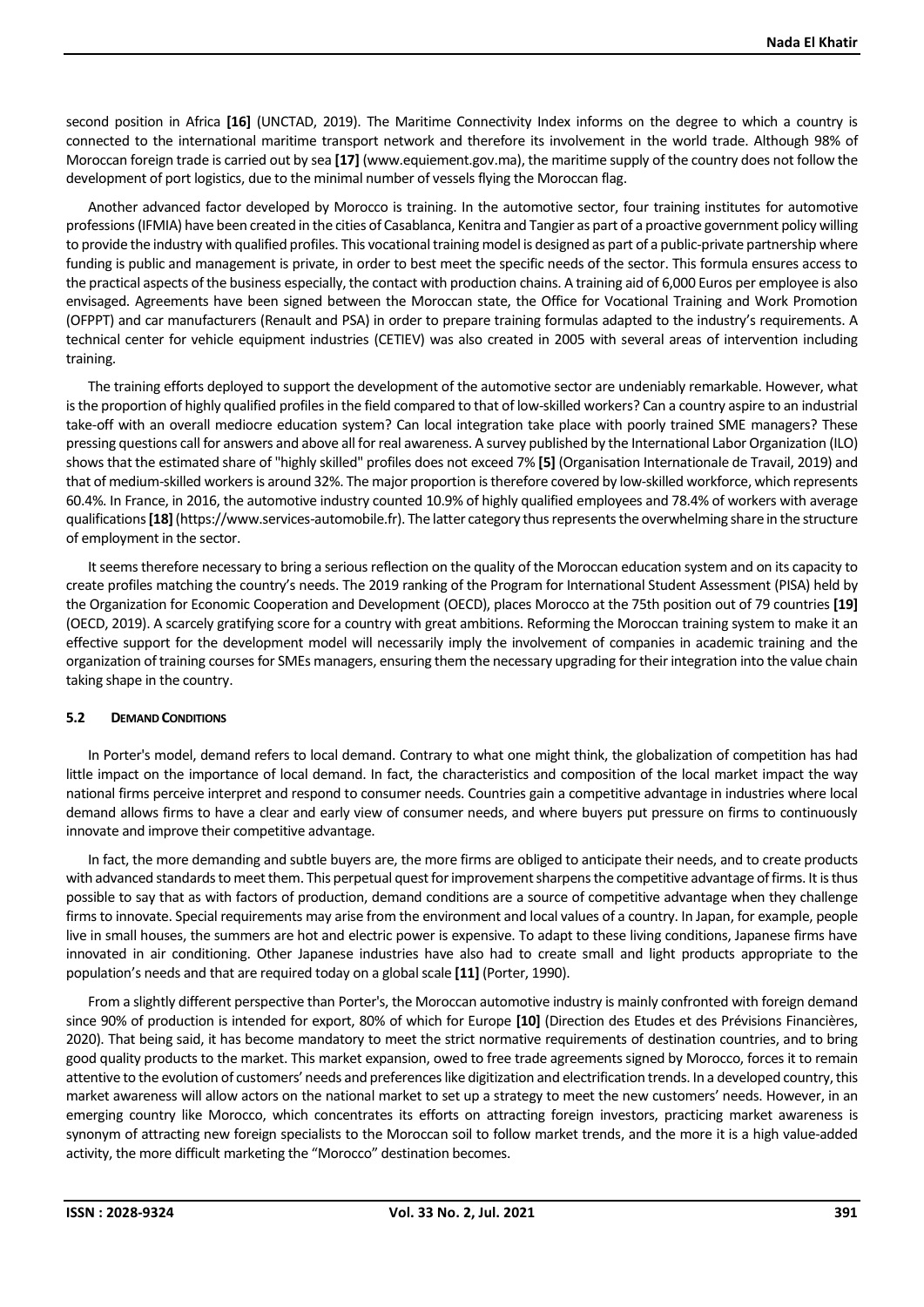second position in Africa **[16]** (UNCTAD, 2019). The Maritime Connectivity Index informs on the degree to which a country is connected to the international maritime transport network and therefore its involvement in the world trade. Although 98% of Moroccan foreign trade is carried out by sea **[17]** (www.equiement.gov.ma), the maritime supply of the country does not follow the development of port logistics, due to the minimal number of vessels flying the Moroccan flag.

Another advanced factor developed by Morocco is training. In the automotive sector, four training institutes for automotive professions (IFMIA) have been created in the cities of Casablanca, Kenitra and Tangier as part of a proactive government policy willing to provide the industry with qualified profiles. This vocational training model is designed as part of a public-private partnership where funding is public and management is private, in order to best meet the specific needs of the sector. This formula ensures access to the practical aspects of the business especially, the contact with production chains. A training aid of 6,000 Euros per employee is also envisaged. Agreements have been signed between the Moroccan state, the Office for Vocational Training and Work Promotion (OFPPT) and car manufacturers (Renault and PSA) in order to prepare training formulas adapted to the industry's requirements. A technical center for vehicle equipment industries (CETIEV) was also created in 2005 with several areas of intervention including training.

The training efforts deployed to support the development of the automotive sector are undeniably remarkable. However, what is the proportion of highly qualified profiles in the field compared to that of low-skilled workers? Can a country aspire to an industrial take-off with an overall mediocre education system? Can local integration take place with poorly trained SME managers? These pressing questions call for answers and above all for real awareness. A survey published by the International Labor Organization (ILO) shows that the estimated share of "highly skilled" profiles does not exceed 7% **[5]** (Organisation Internationale de Travail, 2019) and that of medium-skilled workers is around 32%. The major proportion is therefore covered by low-skilled workforce, which represents 60.4%. In France, in 2016, the automotive industry counted 10.9% of highly qualified employees and 78.4% of workers with average qualifications **[18]** (https://www.services-automobile.fr). The latter category thus represents the overwhelming share in the structure of employment in the sector.

It seems therefore necessary to bring a serious reflection on the quality of the Moroccan education system and on its capacity to create profiles matching the country's needs. The 2019 ranking of the Program for International Student Assessment (PISA) held by the Organization for Economic Cooperation and Development (OECD), places Morocco at the 75th position out of 79 countries **[19]** (OECD, 2019). A scarcely gratifying score for a country with great ambitions. Reforming the Moroccan training system to make it an effective support for the development model will necessarily imply the involvement of companies in academic training and the organization of training courses for SMEs managers, ensuring them the necessary upgrading for their integration into the value chain taking shape in the country.

### 5.2 DEMAND CONDITIONS

In Porter's model, demand refers to local demand. Contrary to what one might think, the globalization of competition has had little impact on the importance of local demand. In fact, the characteristics and composition of the local market impact the way national firms perceive interpret and respond to consumer needs. Countries gain a competitive advantage in industries where local demand allows firms to have a clear and early view of consumer needs, and where buyers put pressure on firms to continuously innovate and improve their competitive advantage.

In fact, the more demanding and subtle buyers are, the more firms are obliged to anticipate their needs, and to create products with advanced standards to meet them. This perpetual quest for improvement sharpens the competitive advantage of firms. It is thus possible to say that as with factors of production, demand conditions are a source of competitive advantage when they challenge firms to innovate. Special requirements may arise from the environment and local values of a country. In Japan, for example, people live in small houses, the summers are hot and electric power is expensive. To adapt to these living conditions, Japanese firms have innovated in air conditioning. Other Japanese industries have also had to create small and light products appropriate to the population's needs and that are required today on a global scale **[11]** (Porter, 1990).

From a slightly different perspective than Porter's, the Moroccan automotive industry is mainly confronted with foreign demand since 90% of production is intended for export, 80% of which for Europe **[10]** (Direction des Etudes et des Prévisions Financières, 2020). That being said, it has become mandatory to meet the strict normative requirements of destination countries, and to bring good quality products to the market. This market expansion, owed to free trade agreements signed by Morocco, forces it to remain attentive to the evolution of customers' needs and preferences like digitization and electrification trends. In a developed country, this market awareness will allow actors on the national market to set up a strategy to meet the new customers' needs. However, in an emerging country like Morocco, which concentrates its efforts on attracting foreign investors, practicing market awareness is synonym of attracting new foreign specialists to the Moroccan soil to follow market trends, and the more it is a high value-added activity, the more difficult marketing the "Morocco" destination becomes.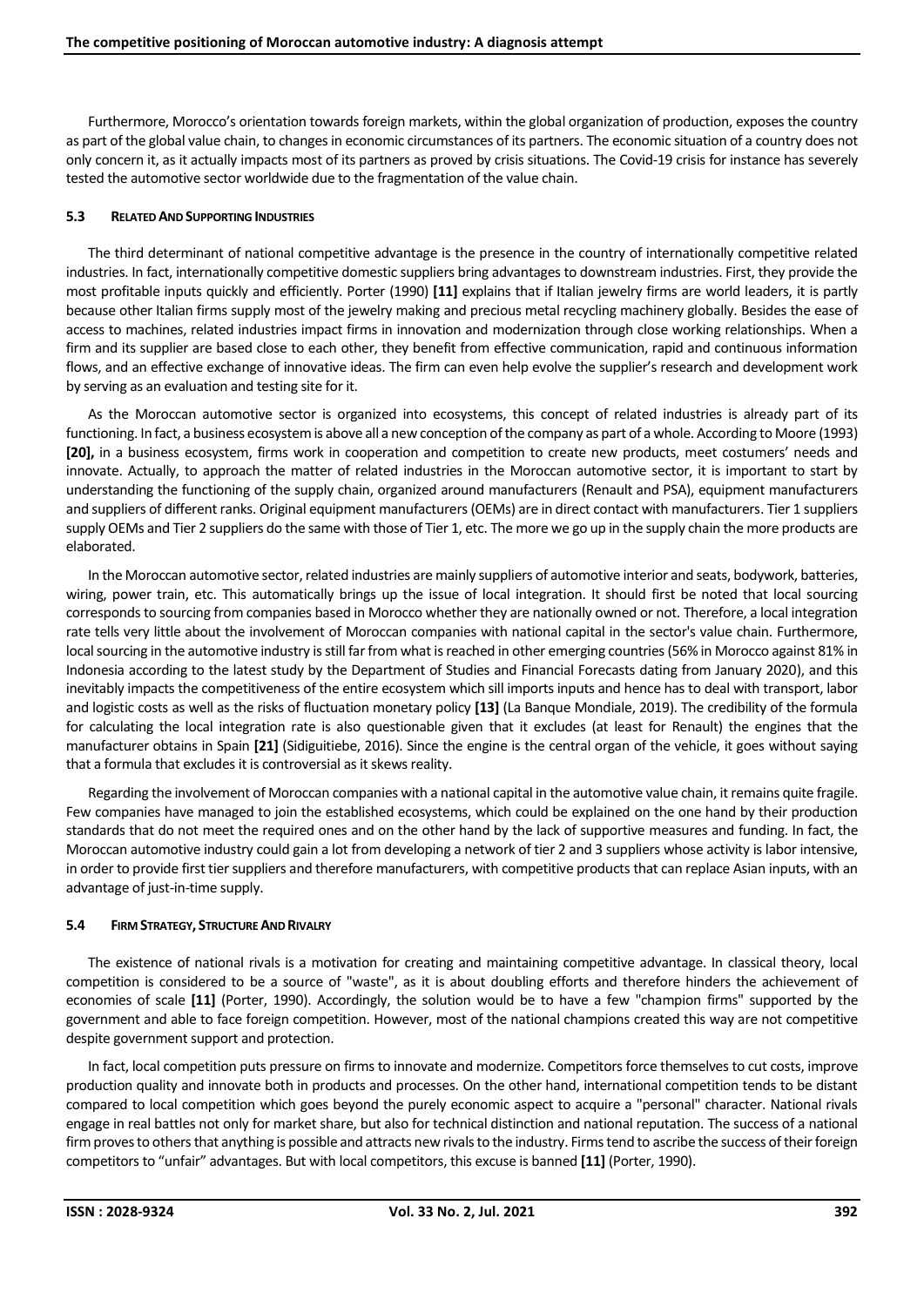Furthermore, Morocco's orientation towards foreign markets, within the global organization of production, exposes the country as part of the global value chain, to changes in economic circumstances of its partners. The economic situation of a country does not only concern it, as it actually impacts most of its partners as proved by crisis situations. The Covid-19 crisis for instance has severely tested the automotive sector worldwide due to the fragmentation of the value chain.

### 5.3 RELATED AND SUPPORTING INDUSTRIES

The third determinant of national competitive advantage is the presence in the country of internationally competitive related industries. In fact, internationally competitive domestic suppliers bring advantages to downstream industries. First, they provide the most profitable inputs quickly and efficiently. Porter (1990) **[11]** explains that if Italian jewelry firms are world leaders, it is partly because other Italian firms supply most of the jewelry making and precious metal recycling machinery globally. Besides the ease of access to machines, related industries impact firms in innovation and modernization through close working relationships. When a firm and its supplier are based close to each other, they benefit from effective communication, rapid and continuous information flows, and an effective exchange of innovative ideas. The firm can even help evolve the supplier's research and development work by serving as an evaluation and testing site for it.

As the Moroccan automotive sector is organized into ecosystems, this concept of related industries is already part of its functioning. In fact, a business ecosystem is above all a new conception of the company as part of a whole. According to Moore (1993) **[20],** in a business ecosystem, firms work in cooperation and competition to create new products, meet costumers' needs and innovate. Actually, to approach the matter of related industries in the Moroccan automotive sector, it is important to start by understanding the functioning of the supply chain, organized around manufacturers (Renault and PSA), equipment manufacturers and suppliers of different ranks. Original equipment manufacturers (OEMs) are in direct contact with manufacturers. Tier 1 suppliers supply OEMs and Tier 2 suppliers do the same with those of Tier 1, etc. The more we go up in the supply chain the more products are elaborated.

In the Moroccan automotive sector, related industries are mainly suppliers of automotive interior and seats, bodywork, batteries, wiring, power train, etc. This automatically brings up the issue of local integration. It should first be noted that local sourcing corresponds to sourcing from companies based in Morocco whether they are nationally owned or not. Therefore, a local integration rate tells very little about the involvement of Moroccan companies with national capital in the sector's value chain. Furthermore, local sourcing in the automotive industry is still far from what is reached in other emerging countries (56% in Morocco against 81% in Indonesia according to the latest study by the Department of Studies and Financial Forecasts dating from January 2020), and this inevitably impacts the competitiveness of the entire ecosystem which sill imports inputs and hence has to deal with transport, labor and logistic costs as well as the risks of fluctuation monetary policy **[13]** (La Banque Mondiale, 2019). The credibility of the formula for calculating the local integration rate is also questionable given that it excludes (at least for Renault) the engines that the manufacturer obtains in Spain **[21]** (Sidiguitiebe, 2016). Since the engine is the central organ of the vehicle, it goes without saying that a formula that excludes it is controversial as it skews reality.

Regarding the involvement of Moroccan companies with a national capital in the automotive value chain, it remains quite fragile. Few companies have managed to join the established ecosystems, which could be explained on the one hand by their production standards that do not meet the required ones and on the other hand by the lack of supportive measures and funding. In fact, the Moroccan automotive industry could gain a lot from developing a network of tier 2 and 3 suppliers whose activity is labor intensive, in order to provide first tier suppliers and therefore manufacturers, with competitive products that can replace Asian inputs, with an advantage of just-in-time supply.

### 5.4 FIRM STRATEGY, STRUCTURE AND RIVALRY

The existence of national rivals is a motivation for creating and maintaining competitive advantage. In classical theory, local competition is considered to be a source of "waste", as it is about doubling efforts and therefore hinders the achievement of economies of scale **[11]** (Porter, 1990). Accordingly, the solution would be to have a few "champion firms" supported by the government and able to face foreign competition. However, most of the national champions created this way are not competitive despite government support and protection.

In fact, local competition puts pressure on firms to innovate and modernize. Competitors force themselves to cut costs, improve production quality and innovate both in products and processes. On the other hand, international competition tends to be distant compared to local competition which goes beyond the purely economic aspect to acquire a "personal" character. National rivals engage in real battles not only for market share, but also for technical distinction and national reputation. The success of a national firm proves to others that anything is possible and attracts new rivals to the industry. Firms tend to ascribe the success of their foreign competitors to "unfair" advantages. But with local competitors, this excuse is banned **[11]** (Porter, 1990).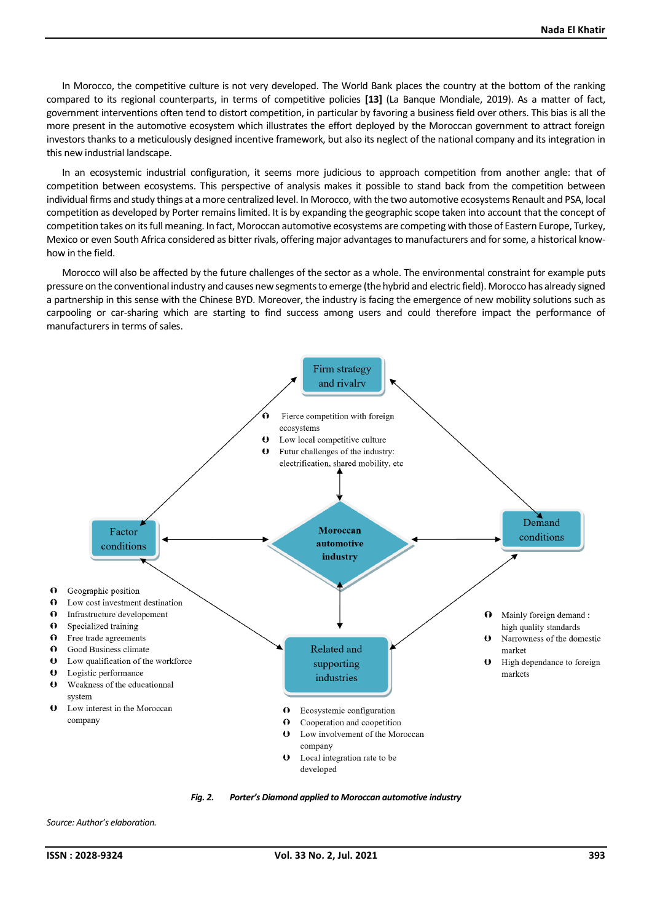In Morocco, the competitive culture is not very developed. The World Bank places the country at the bottom of the ranking compared to its regional counterparts, in terms of competitive policies **[13]** (La Banque Mondiale, 2019). As a matter of fact, government interventions often tend to distort competition, in particular by favoring a business field over others. This bias is all the more present in the automotive ecosystem which illustrates the effort deployed by the Moroccan government to attract foreign investors thanks to a meticulously designed incentive framework, but also its neglect of the national company and its integration in this new industrial landscape.

In an ecosystemic industrial configuration, it seems more judicious to approach competition from another angle: that of competition between ecosystems. This perspective of analysis makes it possible to stand back from the competition between individual firms and study things at a more centralized level. In Morocco, with the two automotive ecosystems Renault and PSA, local competition as developed by Porter remains limited. It is by expanding the geographic scope taken into account that the concept of competition takes on its full meaning. In fact, Moroccan automotive ecosystems are competing with those of Eastern Europe, Turkey, Mexico or even South Africa considered as bitter rivals, offering major advantages to manufacturers and for some, a historical know-how in the field.

Morocco will also be affected by the future challenges of the sector as a whole. The environmental constraint for example puts pressure on the conventional industry and causes new segments to emerge (the hybrid and electric field). Morocco has already signed a partnership in this sense with the Chinese BYD. Moreover, the industry is facing the emergence of new mobility solutions such as carpooling or car-sharing which are starting to find success among users and could therefore impact the performance of manufacturers in terms of sales.

Firm strategy and rivalry

- Fierce competition with foreign ecosystems
- Low local competitive culture
- Futur challenges of the industry: electrification, shared mobility, etc

Factor conditions

Moroccan automotive industry

Demand conditions

- Geographic position
- Low cost investment destination
- Infrastructure developement
- Specialized training
- Free trade agreements
- Good Business climate
- Low qualification of the workforce
- Logistic performance
- Weakness of the educationnal system
- Low interest in the Moroccan company

Related and supporting industries

- Mainly foreign demand : high quality standards
- Narrowness of the domestic market
- High dependance to foreign markets

- Ecosystemic configuration
- Cooperation and coopetition
- Low involvement of the Moroccan company
- Local integration rate to be developed

***Fig. 2. Porter's Diamond applied to Moroccan automotive industry***

*Source: Author's elaboration.*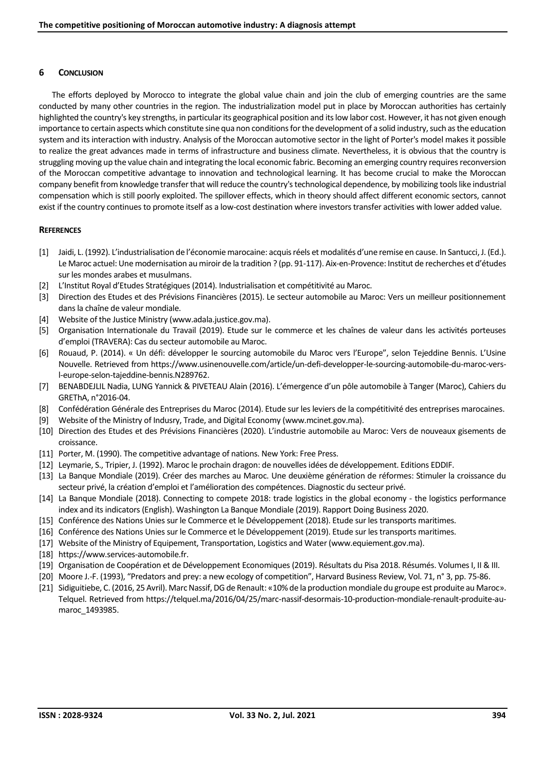## 6 CONCLUSION

The efforts deployed by Morocco to integrate the global value chain and join the club of emerging countries are the same conducted by many other countries in the region. The industrialization model put in place by Moroccan authorities has certainly highlighted the country's key strengths, in particular its geographical position and its low labor cost. However, it has not given enough importance to certain aspects which constitute sine qua non conditions for the development of a solid industry, such as the education system and its interaction with industry. Analysis of the Moroccan automotive sector in the light of Porter's model makes it possible to realize the great advances made in terms of infrastructure and business climate. Nevertheless, it is obvious that the country is struggling moving up the value chain and integrating the local economic fabric. Becoming an emerging country requires reconversion of the Moroccan competitive advantage to innovation and technological learning. It has become crucial to make the Moroccan company benefit from knowledge transfer that will reduce the country's technological dependence, by mobilizing tools like industrial compensation which is still poorly exploited. The spillover effects, which in theory should affect different economic sectors, cannot exist if the country continues to promote itself as a low-cost destination where investors transfer activities with lower added value.

## REFERENCES

[1] Jaidi, L. (1992). L'industrialisation de l'économie marocaine: acquis réels et modalités d'une remise en cause. In Santucci, J. (Ed.). Le Maroc actuel: Une modernisation au miroir de la tradition ? (pp. 91-117). Aix-en-Provence: Institut de recherches et d'études sur les mondes arabes et musulmans.

[2] L'Institut Royal d'Etudes Stratégiques (2014). Industrialisation et compétitivité au Maroc.

[3] Direction des Etudes et des Prévisions Financières (2015). Le secteur automobile au Maroc: Vers un meilleur positionnement dans la chaîne de valeur mondiale.

[4] Website of the Justice Ministry (www.adala.justice.gov.ma).

[5] Organisation Internationale du Travail (2019). Etude sur le commerce et les chaînes de valeur dans les activités porteuses d'emploi (TRAVERA): Cas du secteur automobile au Maroc.

[6] Rouaud, P. (2014). « Un défi: développer le sourcing automobile du Maroc vers l'Europe", selon Tejeddine Bennis. L'Usine Nouvelle. Retrieved from https://www.usinenouvelle.com/article/un-defi-developper-le-sourcing-automobile-du-maroc-vers-l-europe-selon-tajeddine-bennis.N289762.

[7] BENABDEJLIL Nadia, LUNG Yannick & PIVETEAU Alain (2016). L'émergence d'un pôle automobile à Tanger (Maroc), Cahiers du GREThA, n°2016-04.

[8] Confédération Générale des Entreprises du Maroc (2014). Etude sur les leviers de la compétitivité des entreprises marocaines.

[9] Website of the Ministry of Indusry, Trade, and Digital Economy (www.mcinet.gov.ma).

[10] Direction des Etudes et des Prévisions Financières (2020). L'industrie automobile au Maroc: Vers de nouveaux gisements de croissance.

[11] Porter, M. (1990). The competitive advantage of nations. New York: Free Press.

[12] Leymarie, S., Tripier, J. (1992). Maroc le prochain dragon: de nouvelles idées de développement. Editions EDDIF.

[13] La Banque Mondiale (2019). Créer des marches au Maroc. Une deuxième génération de réformes: Stimuler la croissance du secteur privé, la création d'emploi et l'amélioration des compétences. Diagnostic du secteur privé.

[14] La Banque Mondiale (2018). Connecting to compete 2018: trade logistics in the global economy - the logistics performance index and its indicators (English). Washington La Banque Mondiale (2019). Rapport Doing Business 2020.

[15] Conférence des Nations Unies sur le Commerce et le Développement (2018). Etude sur les transports maritimes.

[16] Conférence des Nations Unies sur le Commerce et le Développement (2019). Etude sur les transports maritimes.

[17] Website of the Ministry of Equipement, Transportation, Logistics and Water (www.equiement.gov.ma).

[18] https://www.services-automobile.fr.

[19] Organisation de Coopération et de Développement Economiques (2019). Résultats du Pisa 2018. Résumés. Volumes I, II & III.

[20] Moore J.-F. (1993), "Predators and prey: a new ecology of competition", Harvard Business Review, Vol. 71, n° 3, pp. 75-86.

[21] Sidiguitiebe, C. (2016, 25 Avril). Marc Nassif, DG de Renault: «10% de la production mondiale du groupe est produite au Maroc». Telquel. Retrieved from https://telquel.ma/2016/04/25/marc-nassif-desormais-10-production-mondiale-renault-produite-au-maroc_1493985.